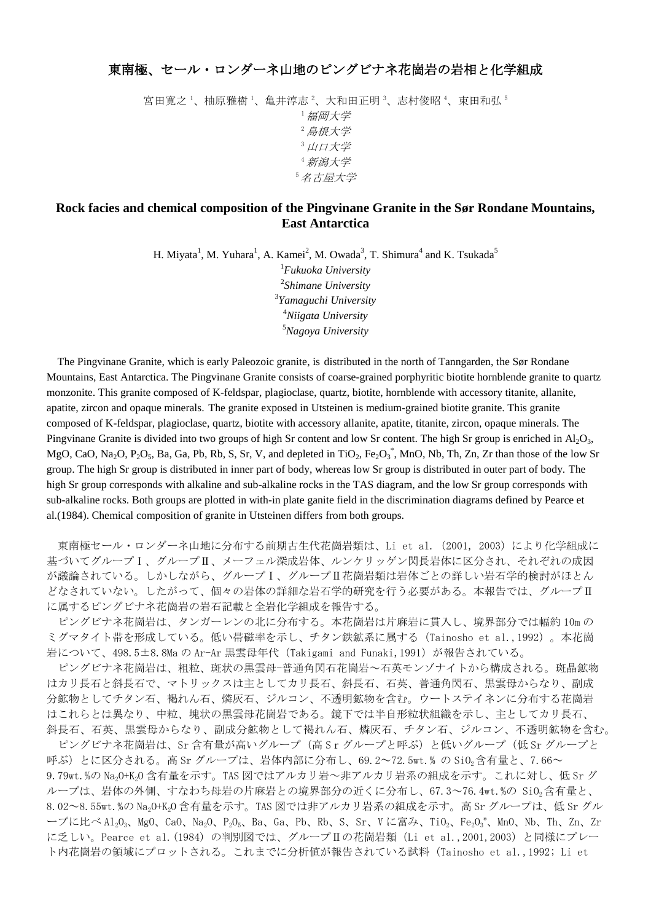# 東南極、セール・ロンダーネ山地のピングビナネ花崗岩の岩相と化学組成

宮田寛之[1]、柚原雅樹[1]、亀井淳志[2]、大和田正明[3]、志村俊昭[4]、束田和弘[5]

[1] *福岡大学*
[2] *島根大学*
[3] *山口大学*
[4] *新潟大学*
[5] *名古屋大学*

## Rock facies and chemical composition of the Pingvinane Granite in the Sør Rondane Mountains, East Antarctica

H. Miyata[1], M. Yuhara[1], A. Kamei[2], M. Owada[3], T. Shimura[4] and K. Tsukada[5]

[1] *Fukuoka University*
[2] *Shimane University*
[3] *Yamaguchi University*
[4] *Niigata University*
[5] *Nagoya University*

The Pingvinane Granite, which is early Paleozoic granite, is distributed in the north of Tanngarden, the Sør Rondane Mountains, East Antarctica. The Pingvinane Granite consists of coarse-grained porphyritic biotite hornblende granite to quartz monzonite. This granite composed of K-feldspar, plagioclase, quartz, biotite, hornblende with accessory titanite, allanite, apatite, zircon and opaque minerals. The granite exposed in Utsteinen is medium-grained biotite granite. This granite composed of K-feldspar, plagioclase, quartz, biotite with accessory allanite, apatite, titanite, zircon, opaque minerals. The Pingvinane Granite is divided into two groups of high Sr content and low Sr content. The high Sr group is enriched in $Al_2O_3$, MgO, CaO, $Na_2O$, $P_2O_5$, Ba, Ga, Pb, Rb, S, Sr, V, and depleted in $TiO_2$, $Fe_2O_3^*$, MnO, Nb, Th, Zn, Zr than those of the low Sr group. The high Sr group is distributed in inner part of body, whereas low Sr group is distributed in outer part of body. The high Sr group corresponds with alkaline and sub-alkaline rocks in the TAS diagram, and the low Sr group corresponds with sub-alkaline rocks. Both groups are plotted in with-in plate ganite field in the discrimination diagrams defined by Pearce et al.(1984). Chemical composition of granite in Utsteinen differs from both groups.

東南極セール・ロンダーネ山地に分布する前期古生代花崗岩類は、Li et al. (2001, 2003) により化学組成に基づいてグループⅠ、グループⅡ、メーフェル深成岩体、ルンケリッゲン閃長岩体に区分され、それぞれの成因が議論されている。しかしながら、グループⅠ、グループⅡ花崗岩類は岩体ごとの詳しい岩石学的検討がほとんどなされていない。したがって、個々の岩体の詳細な岩石学的研究を行う必要がある。本報告では、グループⅡに属するピングビナネ花崗岩の岩石記載と全岩化学組成を報告する。

ピングビナネ花崗岩は、タンガーレンの北に分布する。本花崗岩は片麻岩に貫入し、境界部分では幅約 10m のミグマタイト帯を形成している。低い帯磁率を示し、チタン鉄鉱系に属する (Tainosho et al.,1992) 。本花崗岩について、498.5±8.8Ma の Ar-Ar 黒雲母年代 (Takigami and Funaki,1991) が報告されている。

ピングビナネ花崗岩は、粗粒、斑状の黒雲母-普通角閃石花崗岩～石英モンゾナイトから構成される。斑晶鉱物はカリ長石と斜長石で、マトリックスは主としてカリ長石、斜長石、石英、普通角閃石、黒雲母からなり、副成分鉱物としてチタン石、褐れん石、燐灰石、ジルコン、不透明鉱物を含む。ウートステイネンに分布する花崗岩はこれらとは異なり、中粒、塊状の黒雲母花崗岩である。鏡下では半自形粒状組織を示し、主としてカリ長石、斜長石、石英、黒雲母からなり、副成分鉱物として褐れん石、燐灰石、チタン石、ジルコン、不透明鉱物を含む。

ピングビナネ花崗岩は、Sr 含有量が高いグループ (高 Sr グループと呼ぶ) と低いグループ (低 Sr グループと呼ぶ) とに区分される。高 Sr グループは、岩体内部に分布し、69.2～72.5wt.% の $SiO_2$ 含有量と、7.66～9.79wt.%の $Na_2O+K_2O$ 含有量を示す。TAS 図ではアルカリ岩～非アルカリ岩系の組成を示す。これに対し、低 Sr グループは、岩体の外側、すなわち母岩の片麻岩との境界部分の近くに分布し、67.3～76.4wt.%の $SiO_2$ 含有量と、8.02～8.55wt.%の $Na_2O+K_2O$ 含有量を示す。TAS 図では非アルカリ岩系の組成を示す。高 Sr グループは、低 Sr グループに比べ $Al_2O_3$、MgO、CaO、$Na_2O$、$P_2O_5$、Ba、Ga、Pb、Rb、S、Sr、V に富み、$TiO_2$、$Fe_2O_3^*$、MnO、Nb、Th、Zn、Zr に乏しい。Pearce et al.(1984) の判別図では、グループⅡの花崗岩類 (Li et al.,2001,2003) と同様にプレート内花崗岩の領域にプロットされる。これまでに分析値が報告されている試料 (Tainosho et al.,1992; Li et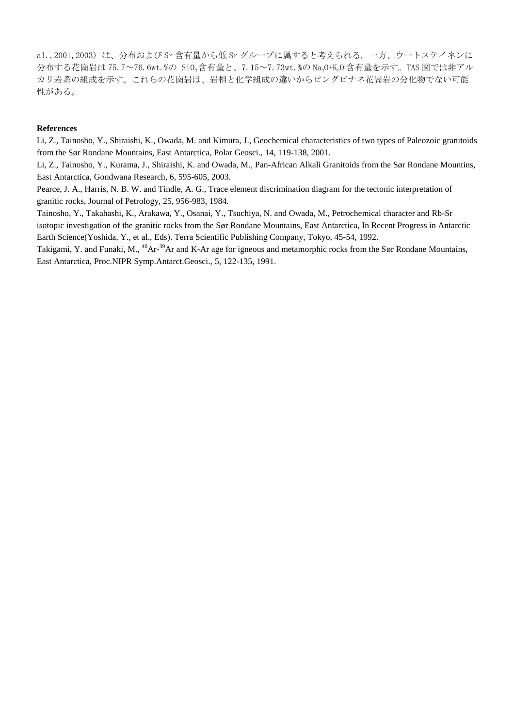al.,2001,2003）は、分布および Sr 含有量から低 Sr グループに属すると考えられる。一方、ウートステイネンに分布する花崗岩は 75.7～76.6wt.%の $SiO_2$ 含有量と、7.15～7.73wt.%の $Na_2O+K_2O$ 含有量を示す。TAS 図では非アルカリ岩系の組成を示す。これらの花崗岩は、岩相と化学組成の違いからピングビナネ花崗岩の分化物でない可能性がある。

**References**

Li, Z., Tainosho, Y., Shiraishi, K., Owada, M. and Kimura, J., Geochemical characteristics of two types of Paleozoic granitoids from the Sør Rondane Mountains, East Antarctica, Polar Geosci., 14, 119-138, 2001.

Li, Z., Tainosho, Y., Kurama, J., Shiraishi, K. and Owada, M., Pan-African Alkali Granitoids from the Sør Rondane Mountins, East Antarctica, Gondwana Research, 6, 595-605, 2003.

Pearce, J. A., Harris, N. B. W. and Tindle, A. G., Trace element discrimination diagram for the tectonic interpretation of granitic rocks, Journal of Petrology, 25, 956-983, 1984.

Tainosho, Y., Takahashi, K., Arakawa, Y., Osanai, Y., Tsuchiya, N. and Owada, M., Petrochemical character and Rb-Sr isotopic investigation of the granitic rocks from the Sør Rondane Mountains, East Antarctica, In Recent Progress in Antarctic Earth Science(Yoshida, Y., et al., Eds). Terra Scientific Publishing Company, Tokyo, 45-54, 1992.

Takigami, Y. and Funaki, M., $^{40}Ar$-$^{39}Ar$ and K-Ar age for igneous and metamorphic rocks from the Sør Rondane Mountains, East Antarctica, Proc.NIPR Symp.Antarct.Geosci., 5, 122-135, 1991.